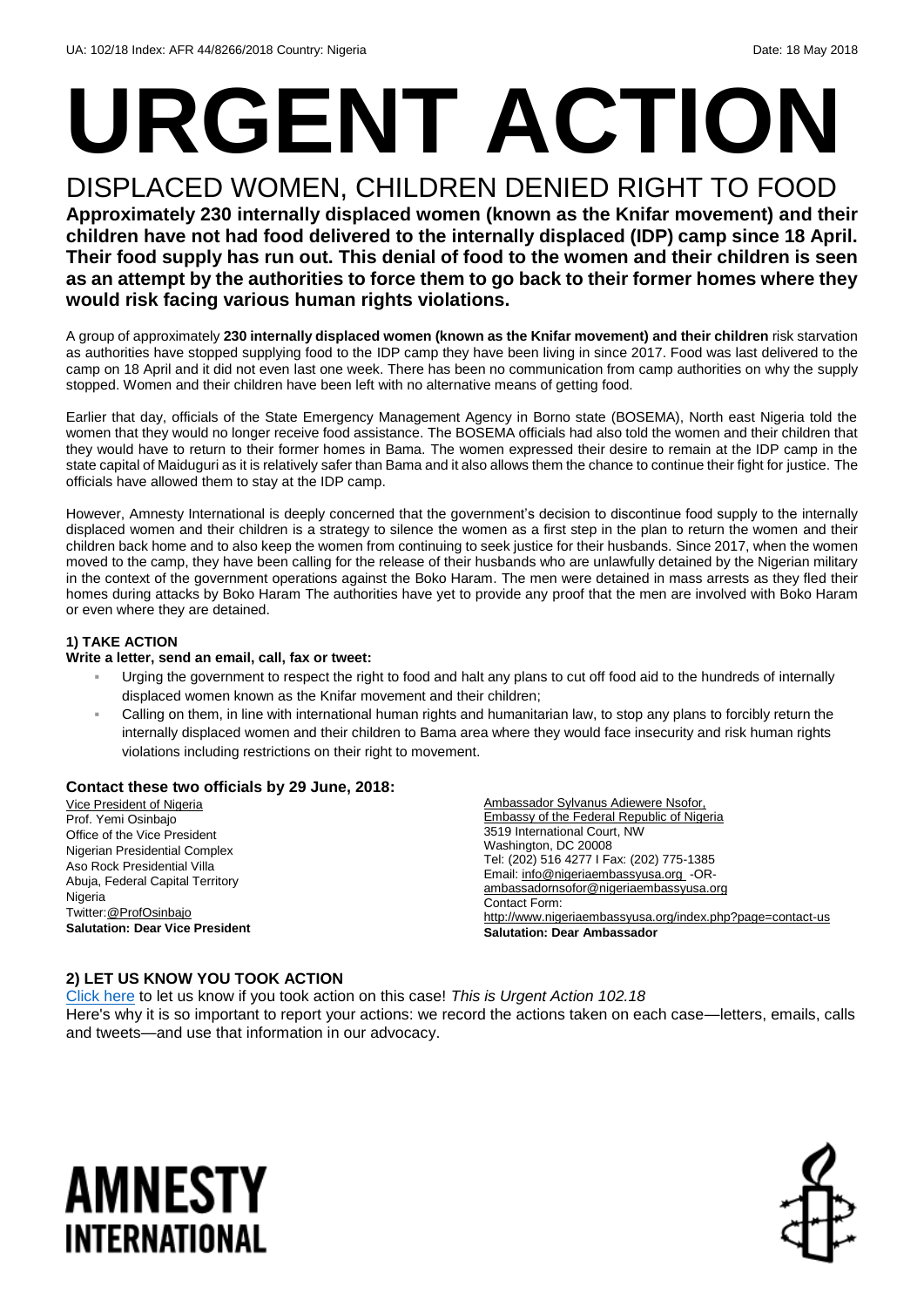UA: 102/18 Index: AFR 44/8266/2018 Country: Nigeria Date: 18 May 2018

# URGENT ACTION

## DISPLACED WOMEN, CHILDREN DENIED RIGHT TO FOOD

**Approximately 230 internally displaced women (known as the Knifar movement) and their children have not had food delivered to the internally displaced (IDP) camp since 18 April. Their food supply has run out. This denial of food to the women and their children is seen as an attempt by the authorities to force them to go back to their former homes where they would risk facing various human rights violations.**

A group of approximately **230 internally displaced women (known as the Knifar movement) and their children** risk starvation as authorities have stopped supplying food to the IDP camp they have been living in since 2017. Food was last delivered to the camp on 18 April and it did not even last one week. There has been no communication from camp authorities on why the supply stopped. Women and their children have been left with no alternative means of getting food.

Earlier that day, officials of the State Emergency Management Agency in Borno state (BOSEMA), North east Nigeria told the women that they would no longer receive food assistance. The BOSEMA officials had also told the women and their children that they would have to return to their former homes in Bama. The women expressed their desire to remain at the IDP camp in the state capital of Maiduguri as it is relatively safer than Bama and it also allows them the chance to continue their fight for justice. The officials have allowed them to stay at the IDP camp.

However, Amnesty International is deeply concerned that the government's decision to discontinue food supply to the internally displaced women and their children is a strategy to silence the women as a first step in the plan to return the women and their children back home and to also keep the women from continuing to seek justice for their husbands. Since 2017, when the women moved to the camp, they have been calling for the release of their husbands who are unlawfully detained by the Nigerian military in the context of the government operations against the Boko Haram. The men were detained in mass arrests as they fled their homes during attacks by Boko Haram The authorities have yet to provide any proof that the men are involved with Boko Haram or even where they are detained.

### 1) TAKE ACTION

**Write a letter, send an email, call, fax or tweet:**

- Urging the government to respect the right to food and halt any plans to cut off food aid to the hundreds of internally displaced women known as the Knifar movement and their children;
- Calling on them, in line with international human rights and humanitarian law, to stop any plans to forcibly return the internally displaced women and their children to Bama area where they would face insecurity and risk human rights violations including restrictions on their right to movement.

### Contact these two officials by 29 June, 2018:

Vice President of Nigeria
Prof. Yemi Osinbajo
Office of the Vice President
Nigerian Presidential Complex
Aso Rock Presidential Villa
Abuja, Federal Capital Territory
Nigeria
Twitter: @ProfOsinbajo
**Salutation: Dear Vice President**

Ambassador Sylvanus Adiewere Nsofor,
Embassy of the Federal Republic of Nigeria
3519 International Court, NW
Washington, DC 20008
Tel: (202) 516 4277 I Fax: (202) 775-1385
Email: info@nigeriaembassyusa.org -OR- ambassadornsofor@nigeriaembassyusa.org
Contact Form:
http://www.nigeriaembassyusa.org/index.php?page=contact-us
**Salutation: Dear Ambassador**

### 2) LET US KNOW YOU TOOK ACTION

Click here to let us know if you took action on this case! *This is Urgent Action 102.18*
Here's why it is so important to report your actions: we record the actions taken on each case—letters, emails, calls and tweets—and use that information in our advocacy.

AMNESTY INTERNATIONAL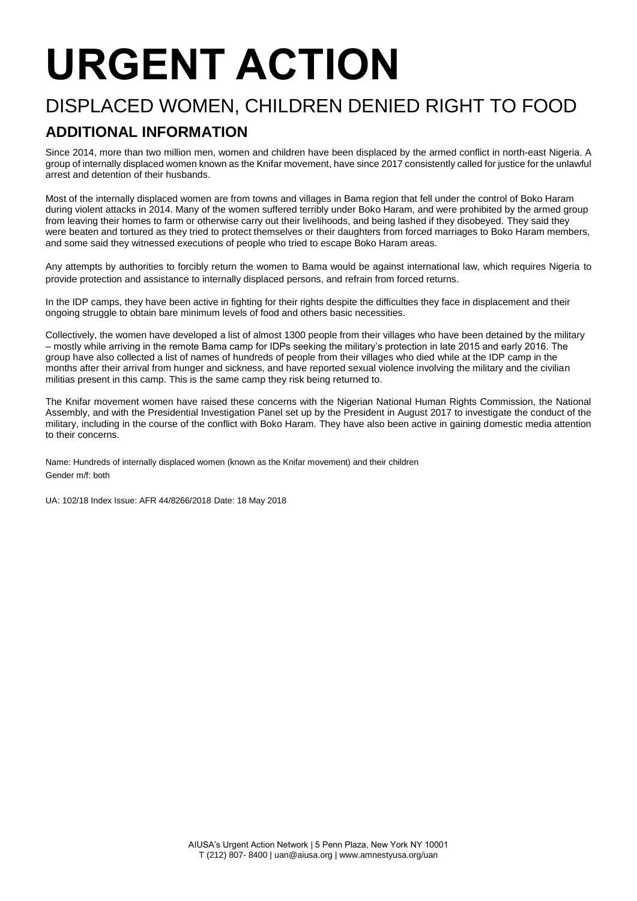# URGENT ACTION

## DISPLACED WOMEN, CHILDREN DENIED RIGHT TO FOOD

### ADDITIONAL INFORMATION

Since 2014, more than two million men, women and children have been displaced by the armed conflict in north-east Nigeria. A group of internally displaced women known as the Knifar movement, have since 2017 consistently called for justice for the unlawful arrest and detention of their husbands.

Most of the internally displaced women are from towns and villages in Bama region that fell under the control of Boko Haram during violent attacks in 2014. Many of the women suffered terribly under Boko Haram, and were prohibited by the armed group from leaving their homes to farm or otherwise carry out their livelihoods, and being lashed if they disobeyed. They said they were beaten and tortured as they tried to protect themselves or their daughters from forced marriages to Boko Haram members, and some said they witnessed executions of people who tried to escape Boko Haram areas.

Any attempts by authorities to forcibly return the women to Bama would be against international law, which requires Nigeria to provide protection and assistance to internally displaced persons, and refrain from forced returns.

In the IDP camps, they have been active in fighting for their rights despite the difficulties they face in displacement and their ongoing struggle to obtain bare minimum levels of food and others basic necessities.

Collectively, the women have developed a list of almost 1300 people from their villages who have been detained by the military – mostly while arriving in the remote Bama camp for IDPs seeking the military's protection in late 2015 and early 2016. The group have also collected a list of names of hundreds of people from their villages who died while at the IDP camp in the months after their arrival from hunger and sickness, and have reported sexual violence involving the military and the civilian militias present in this camp. This is the same camp they risk being returned to.

The Knifar movement women have raised these concerns with the Nigerian National Human Rights Commission, the National Assembly, and with the Presidential Investigation Panel set up by the President in August 2017 to investigate the conduct of the military, including in the course of the conflict with Boko Haram. They have also been active in gaining domestic media attention to their concerns.

Name: Hundreds of internally displaced women (known as the Knifar movement) and their children
Gender m/f: both

UA: 102/18 Index Issue: AFR 44/8266/2018 Date: 18 May 2018

AIUSA's Urgent Action Network | 5 Penn Plaza, New York NY 10001
T (212) 807- 8400 | uan@aiusa.org | www.amnestyusa.org/uan